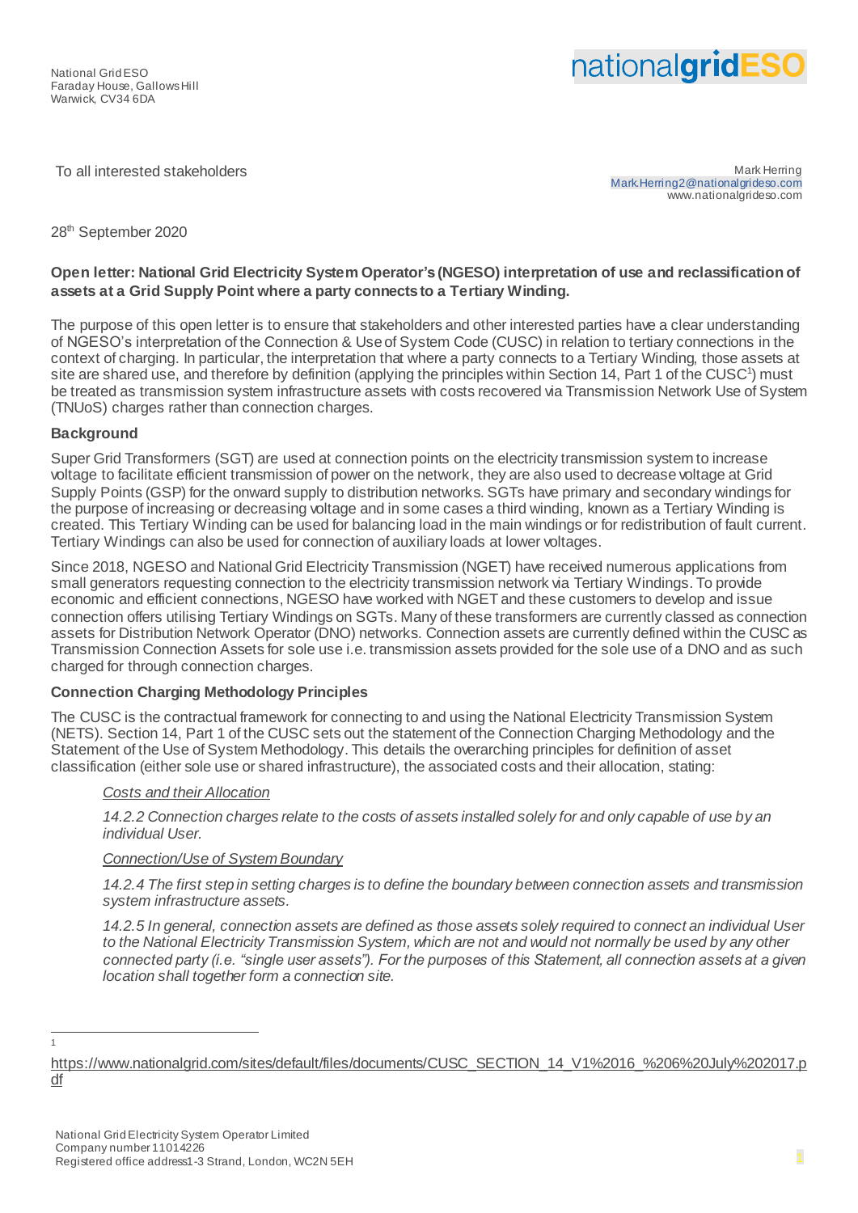National Grid ESO
Faraday House, Gallows Hill
Warwick, CV34 6DA

nationalgridESO

To all interested stakeholders

Mark Herring
Mark.Herring2@nationalgrideso.com
www.nationalgrideso.com

28th September 2020

**Open letter: National Grid Electricity System Operator's (NGESO) interpretation of use and reclassification of assets at a Grid Supply Point where a party connects to a Tertiary Winding.**

The purpose of this open letter is to ensure that stakeholders and other interested parties have a clear understanding of NGESO's interpretation of the Connection & Use of System Code (CUSC) in relation to tertiary connections in the context of charging. In particular, the interpretation that where a party connects to a Tertiary Winding, those assets at site are shared use, and therefore by definition (applying the principles within Section 14, Part 1 of the CUSC[1]) must be treated as transmission system infrastructure assets with costs recovered via Transmission Network Use of System (TNUoS) charges rather than connection charges.

## Background

Super Grid Transformers (SGT) are used at connection points on the electricity transmission system to increase voltage to facilitate efficient transmission of power on the network, they are also used to decrease voltage at Grid Supply Points (GSP) for the onward supply to distribution networks. SGTs have primary and secondary windings for the purpose of increasing or decreasing voltage and in some cases a third winding, known as a Tertiary Winding is created. This Tertiary Winding can be used for balancing load in the main windings or for redistribution of fault current. Tertiary Windings can also be used for connection of auxiliary loads at lower voltages.

Since 2018, NGESO and National Grid Electricity Transmission (NGET) have received numerous applications from small generators requesting connection to the electricity transmission network via Tertiary Windings. To provide economic and efficient connections, NGESO have worked with NGET and these customers to develop and issue connection offers utilising Tertiary Windings on SGTs. Many of these transformers are currently classed as connection assets for Distribution Network Operator (DNO) networks. Connection assets are currently defined within the CUSC as Transmission Connection Assets for sole use i.e. transmission assets provided for the sole use of a DNO and as such charged for through connection charges.

### Connection Charging Methodology Principles

The CUSC is the contractual framework for connecting to and using the National Electricity Transmission System (NETS). Section 14, Part 1 of the CUSC sets out the statement of the Connection Charging Methodology and the Statement of the Use of System Methodology. This details the overarching principles for definition of asset classification (either sole use or shared infrastructure), the associated costs and their allocation, stating:

> _Costs and their Allocation_
>
> *14.2.2 Connection charges relate to the costs of assets installed solely for and only capable of use by an individual User.*
>
> _Connection/Use of System Boundary_
>
> *14.2.4 The first step in setting charges is to define the boundary between connection assets and transmission system infrastructure assets.*
>
> *14.2.5 In general, connection assets are defined as those assets solely required to connect an individual User to the National Electricity Transmission System, which are not and would not normally be used by any other connected party (i.e. "single user assets"). For the purposes of this Statement, all connection assets at a given location shall together form a connection site.*

---

[1] https://www.nationalgrid.com/sites/default/files/documents/CUSC_SECTION_14_V1%2016_%206%20July%202017.pdf

National Grid Electricity System Operator Limited
Company number 11014226
Registered office address 1-3 Strand, London, WC2N 5EH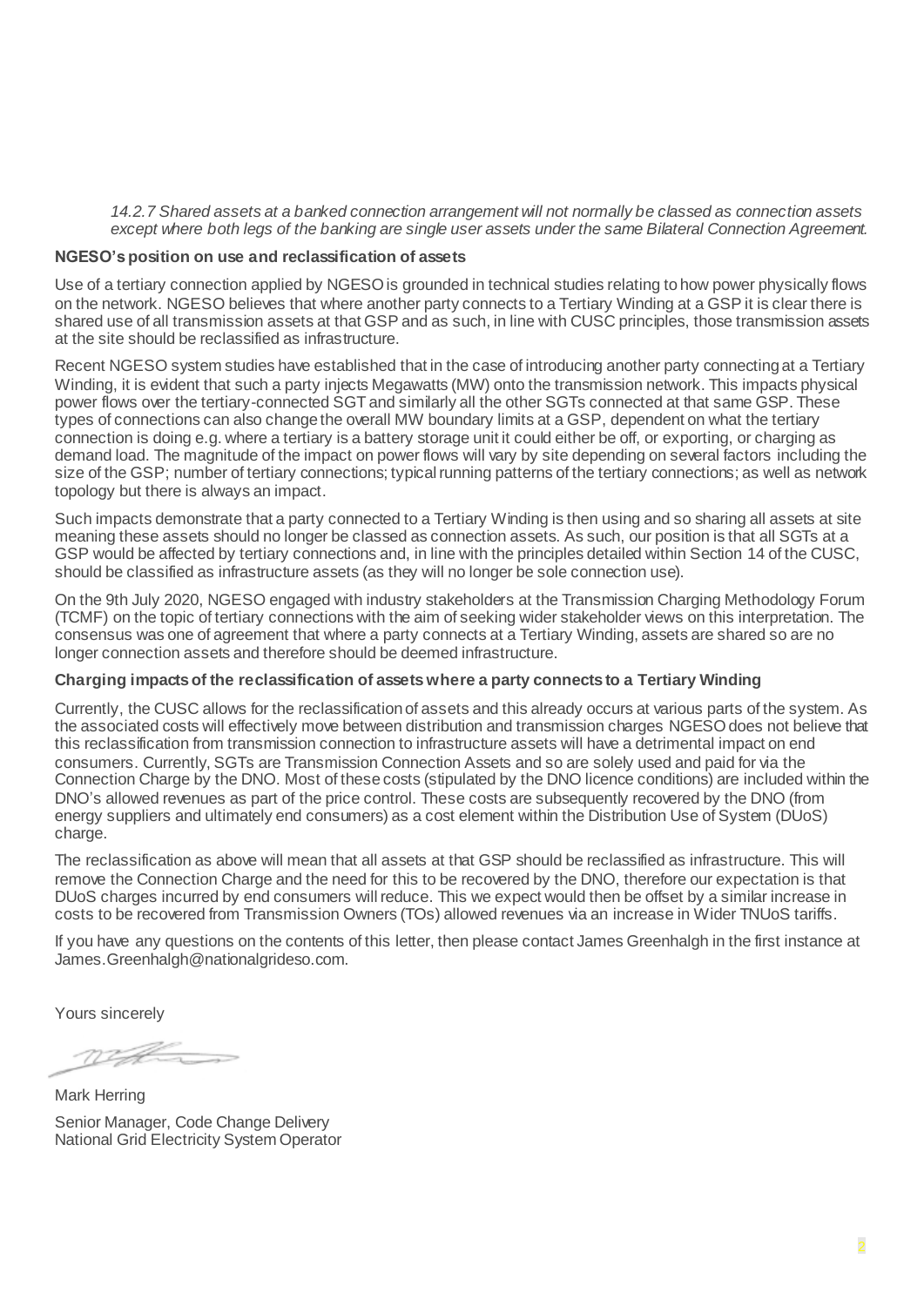*14.2.7 Shared assets at a banked connection arrangement will not normally be classed as connection assets except where both legs of the banking are single user assets under the same Bilateral Connection Agreement.*

**NGESO's position on use and reclassification of assets**

Use of a tertiary connection applied by NGESO is grounded in technical studies relating to how power physically flows on the network. NGESO believes that where another party connects to a Tertiary Winding at a GSP it is clear there is shared use of all transmission assets at that GSP and as such, in line with CUSC principles, those transmission assets at the site should be reclassified as infrastructure.

Recent NGESO system studies have established that in the case of introducing another party connecting at a Tertiary Winding, it is evident that such a party injects Megawatts (MW) onto the transmission network. This impacts physical power flows over the tertiary-connected SGT and similarly all the other SGTs connected at that same GSP. These types of connections can also change the overall MW boundary limits at a GSP, dependent on what the tertiary connection is doing e.g. where a tertiary is a battery storage unit it could either be off, or exporting, or charging as demand load. The magnitude of the impact on power flows will vary by site depending on several factors including the size of the GSP; number of tertiary connections; typical running patterns of the tertiary connections; as well as network topology but there is always an impact.

Such impacts demonstrate that a party connected to a Tertiary Winding is then using and so sharing all assets at site meaning these assets should no longer be classed as connection assets. As such, our position is that all SGTs at a GSP would be affected by tertiary connections and, in line with the principles detailed within Section 14 of the CUSC, should be classified as infrastructure assets (as they will no longer be sole connection use).

On the 9th July 2020, NGESO engaged with industry stakeholders at the Transmission Charging Methodology Forum (TCMF) on the topic of tertiary connections with the aim of seeking wider stakeholder views on this interpretation. The consensus was one of agreement that where a party connects at a Tertiary Winding, assets are shared so are no longer connection assets and therefore should be deemed infrastructure.

**Charging impacts of the reclassification of assets where a party connects to a Tertiary Winding**

Currently, the CUSC allows for the reclassification of assets and this already occurs at various parts of the system. As the associated costs will effectively move between distribution and transmission charges NGESO does not believe that this reclassification from transmission connection to infrastructure assets will have a detrimental impact on end consumers. Currently, SGTs are Transmission Connection Assets and so are solely used and paid for via the Connection Charge by the DNO. Most of these costs (stipulated by the DNO licence conditions) are included within the DNO's allowed revenues as part of the price control. These costs are subsequently recovered by the DNO (from energy suppliers and ultimately end consumers) as a cost element within the Distribution Use of System (DUoS) charge.

The reclassification as above will mean that all assets at that GSP should be reclassified as infrastructure. This will remove the Connection Charge and the need for this to be recovered by the DNO, therefore our expectation is that DUoS charges incurred by end consumers will reduce. This we expect would then be offset by a similar increase in costs to be recovered from Transmission Owners (TOs) allowed revenues via an increase in Wider TNUoS tariffs.

If you have any questions on the contents of this letter, then please contact James Greenhalgh in the first instance at James.Greenhalgh@nationalgrideso.com.

Yours sincerely

Mark Herring

Senior Manager, Code Change Delivery
National Grid Electricity System Operator